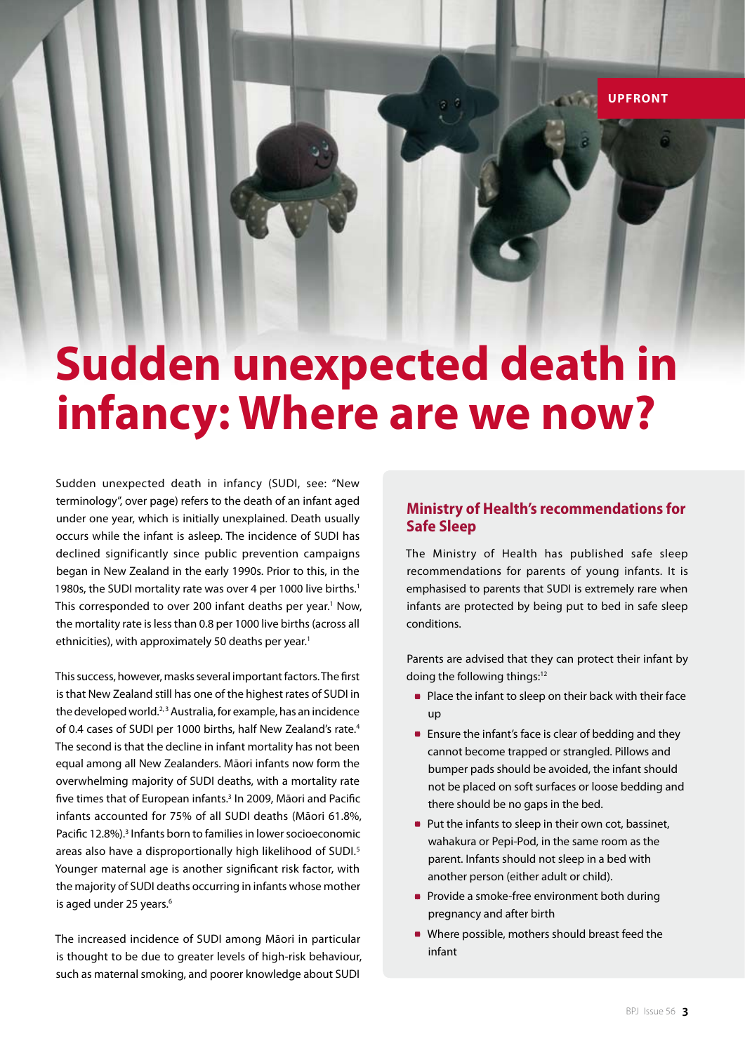UPFRONT

# Sudden unexpected death in infancy: Where are we now?

Sudden unexpected death in infancy (SUDI, see: "New terminology", over page) refers to the death of an infant aged under one year, which is initially unexplained. Death usually occurs while the infant is asleep. The incidence of SUDI has declined significantly since public prevention campaigns began in New Zealand in the early 1990s. Prior to this, in the 1980s, the SUDI mortality rate was over 4 per 1000 live births.[1] This corresponded to over 200 infant deaths per year.[1] Now, the mortality rate is less than 0.8 per 1000 live births (across all ethnicities), with approximately 50 deaths per year.[1]

This success, however, masks several important factors. The first is that New Zealand still has one of the highest rates of SUDI in the developed world.[2,3] Australia, for example, has an incidence of 0.4 cases of SUDI per 1000 births, half New Zealand's rate.[4] The second is that the decline in infant mortality has not been equal among all New Zealanders. Māori infants now form the overwhelming majority of SUDI deaths, with a mortality rate five times that of European infants.[3] In 2009, Māori and Pacific infants accounted for 75% of all SUDI deaths (Māori 61.8%, Pacific 12.8%).[3] Infants born to families in lower socioeconomic areas also have a disproportionally high likelihood of SUDI.[5] Younger maternal age is another significant risk factor, with the majority of SUDI deaths occurring in infants whose mother is aged under 25 years.[6]

The increased incidence of SUDI among Māori in particular is thought to be due to greater levels of high-risk behaviour, such as maternal smoking, and poorer knowledge about SUDI

## Ministry of Health's recommendations for Safe Sleep

The Ministry of Health has published safe sleep recommendations for parents of young infants. It is emphasised to parents that SUDI is extremely rare when infants are protected by being put to bed in safe sleep conditions.

Parents are advised that they can protect their infant by doing the following things:[12]

- Place the infant to sleep on their back with their face up
- Ensure the infant's face is clear of bedding and they cannot become trapped or strangled. Pillows and bumper pads should be avoided, the infant should not be placed on soft surfaces or loose bedding and there should be no gaps in the bed.
- Put the infants to sleep in their own cot, bassinet, wahakura or Pepi-Pod, in the same room as the parent. Infants should not sleep in a bed with another person (either adult or child).
- Provide a smoke-free environment both during pregnancy and after birth
- Where possible, mothers should breast feed the infant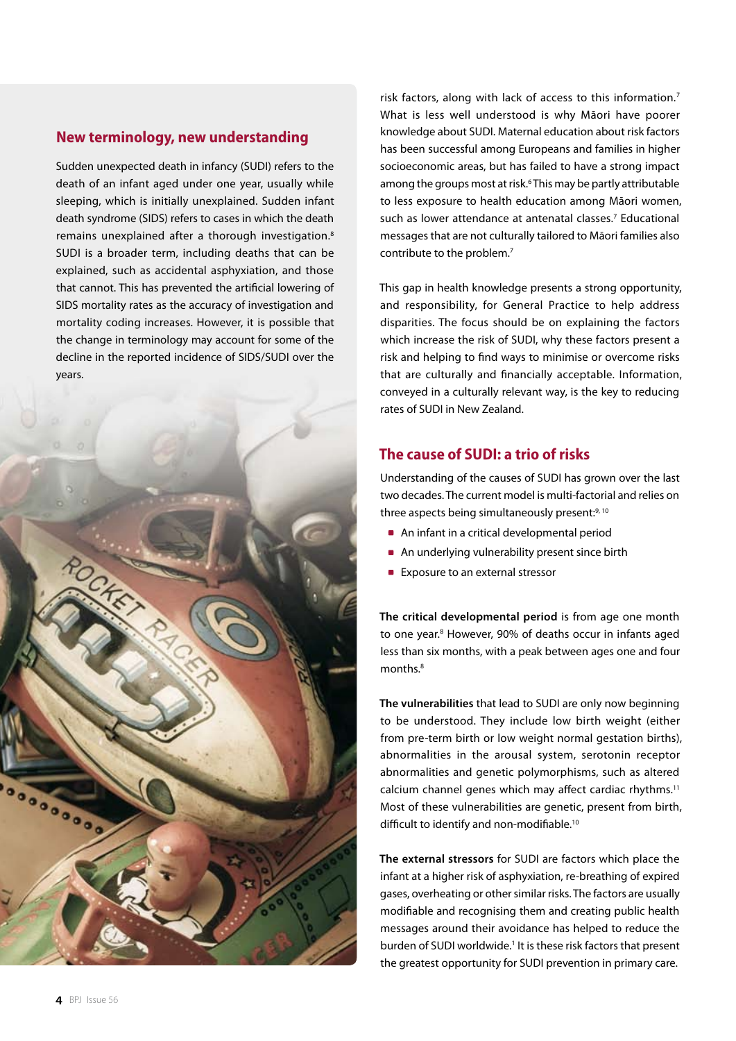## New terminology, new understanding

Sudden unexpected death in infancy (SUDI) refers to the death of an infant aged under one year, usually while sleeping, which is initially unexplained. Sudden infant death syndrome (SIDS) refers to cases in which the death remains unexplained after a thorough investigation.[8] SUDI is a broader term, including deaths that can be explained, such as accidental asphyxiation, and those that cannot. This has prevented the artificial lowering of SIDS mortality rates as the accuracy of investigation and mortality coding increases. However, it is possible that the change in terminology may account for some of the decline in the reported incidence of SIDS/SUDI over the years.

risk factors, along with lack of access to this information.[7] What is less well understood is why Māori have poorer knowledge about SUDI. Maternal education about risk factors has been successful among Europeans and families in higher socioeconomic areas, but has failed to have a strong impact among the groups most at risk.[6] This may be partly attributable to less exposure to health education among Māori women, such as lower attendance at antenatal classes.[7] Educational messages that are not culturally tailored to Māori families also contribute to the problem.[7]

This gap in health knowledge presents a strong opportunity, and responsibility, for General Practice to help address disparities. The focus should be on explaining the factors which increase the risk of SUDI, why these factors present a risk and helping to find ways to minimise or overcome risks that are culturally and financially acceptable. Information, conveyed in a culturally relevant way, is the key to reducing rates of SUDI in New Zealand.

## The cause of SUDI: a trio of risks

Understanding of the causes of SUDI has grown over the last two decades. The current model is multi-factorial and relies on three aspects being simultaneously present:[9, 10]

- An infant in a critical developmental period
- An underlying vulnerability present since birth
- Exposure to an external stressor

**The critical developmental period** is from age one month to one year.[8] However, 90% of deaths occur in infants aged less than six months, with a peak between ages one and four months.[8]

**The vulnerabilities** that lead to SUDI are only now beginning to be understood. They include low birth weight (either from pre-term birth or low weight normal gestation births), abnormalities in the arousal system, serotonin receptor abnormalities and genetic polymorphisms, such as altered calcium channel genes which may affect cardiac rhythms.[11] Most of these vulnerabilities are genetic, present from birth, difficult to identify and non-modifiable.[10]

**The external stressors** for SUDI are factors which place the infant at a higher risk of asphyxiation, re-breathing of expired gases, overheating or other similar risks. The factors are usually modifiable and recognising them and creating public health messages around their avoidance has helped to reduce the burden of SUDI worldwide.[1] It is these risk factors that present the greatest opportunity for SUDI prevention in primary care.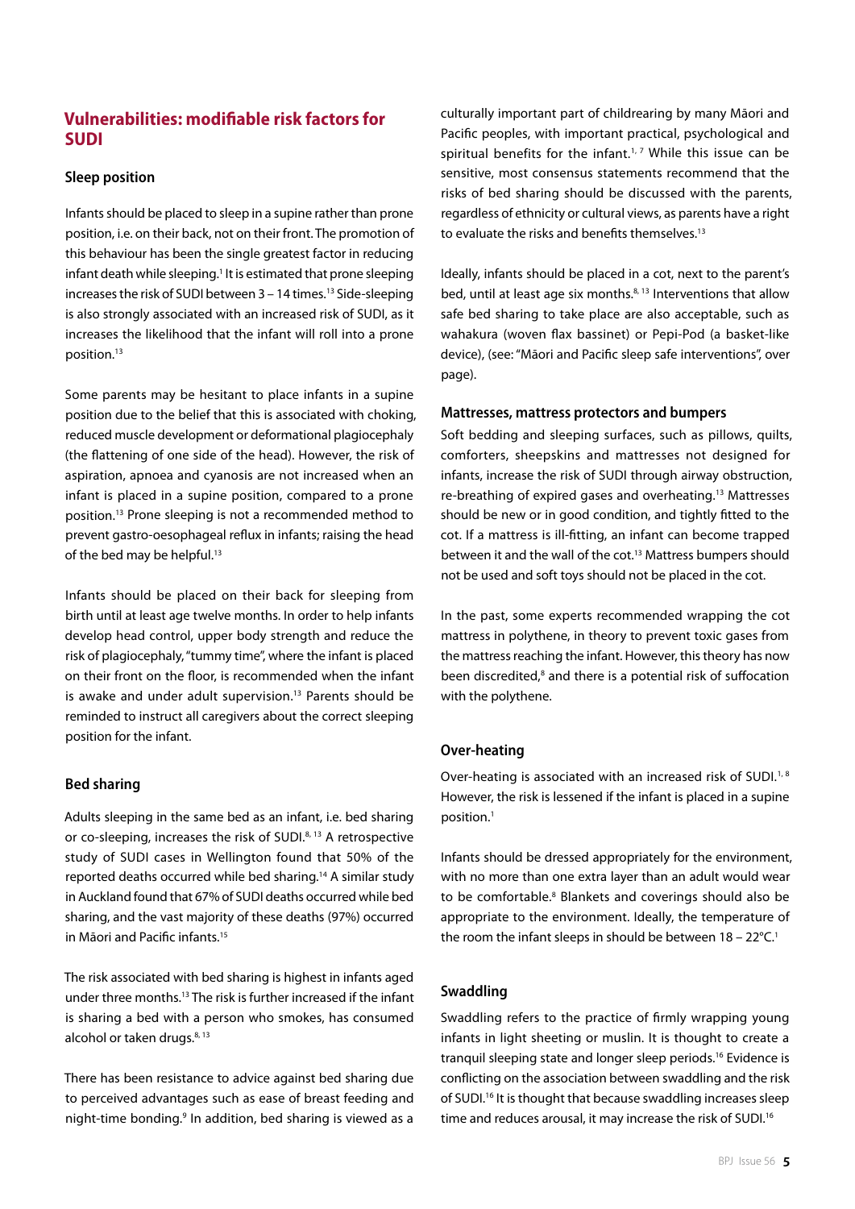## Vulnerabilities: modifiable risk factors for SUDI

### Sleep position

Infants should be placed to sleep in a supine rather than prone position, i.e. on their back, not on their front. The promotion of this behaviour has been the single greatest factor in reducing infant death while sleeping.[1] It is estimated that prone sleeping increases the risk of SUDI between 3 – 14 times.[13] Side-sleeping is also strongly associated with an increased risk of SUDI, as it increases the likelihood that the infant will roll into a prone position.[13]

Some parents may be hesitant to place infants in a supine position due to the belief that this is associated with choking, reduced muscle development or deformational plagiocephaly (the flattening of one side of the head). However, the risk of aspiration, apnoea and cyanosis are not increased when an infant is placed in a supine position, compared to a prone position.[13] Prone sleeping is not a recommended method to prevent gastro-oesophageal reflux in infants; raising the head of the bed may be helpful.[13]

Infants should be placed on their back for sleeping from birth until at least age twelve months. In order to help infants develop head control, upper body strength and reduce the risk of plagiocephaly, "tummy time", where the infant is placed on their front on the floor, is recommended when the infant is awake and under adult supervision.[13] Parents should be reminded to instruct all caregivers about the correct sleeping position for the infant.

### Bed sharing

Adults sleeping in the same bed as an infant, i.e. bed sharing or co-sleeping, increases the risk of SUDI.[8, 13] A retrospective study of SUDI cases in Wellington found that 50% of the reported deaths occurred while bed sharing.[14] A similar study in Auckland found that 67% of SUDI deaths occurred while bed sharing, and the vast majority of these deaths (97%) occurred in Māori and Pacific infants.[15]

The risk associated with bed sharing is highest in infants aged under three months.[13] The risk is further increased if the infant is sharing a bed with a person who smokes, has consumed alcohol or taken drugs.[8, 13]

There has been resistance to advice against bed sharing due to perceived advantages such as ease of breast feeding and night-time bonding.[9] In addition, bed sharing is viewed as a culturally important part of childrearing by many Māori and Pacific peoples, with important practical, psychological and spiritual benefits for the infant.[1, 7] While this issue can be sensitive, most consensus statements recommend that the risks of bed sharing should be discussed with the parents, regardless of ethnicity or cultural views, as parents have a right to evaluate the risks and benefits themselves.[13]

Ideally, infants should be placed in a cot, next to the parent's bed, until at least age six months.[8, 13] Interventions that allow safe bed sharing to take place are also acceptable, such as wahakura (woven flax bassinet) or Pepi-Pod (a basket-like device), (see: "Māori and Pacific sleep safe interventions", over page).

### Mattresses, mattress protectors and bumpers

Soft bedding and sleeping surfaces, such as pillows, quilts, comforters, sheepskins and mattresses not designed for infants, increase the risk of SUDI through airway obstruction, re-breathing of expired gases and overheating.[13] Mattresses should be new or in good condition, and tightly fitted to the cot. If a mattress is ill-fitting, an infant can become trapped between it and the wall of the cot.[13] Mattress bumpers should not be used and soft toys should not be placed in the cot.

In the past, some experts recommended wrapping the cot mattress in polythene, in theory to prevent toxic gases from the mattress reaching the infant. However, this theory has now been discredited,[8] and there is a potential risk of suffocation with the polythene.

### Over-heating

Over-heating is associated with an increased risk of SUDI.[1, 8] However, the risk is lessened if the infant is placed in a supine position.[1]

Infants should be dressed appropriately for the environment, with no more than one extra layer than an adult would wear to be comfortable.[8] Blankets and coverings should also be appropriate to the environment. Ideally, the temperature of the room the infant sleeps in should be between 18 – 22°C.[1]

### Swaddling

Swaddling refers to the practice of firmly wrapping young infants in light sheeting or muslin. It is thought to create a tranquil sleeping state and longer sleep periods.[16] Evidence is conflicting on the association between swaddling and the risk of SUDI.[16] It is thought that because swaddling increases sleep time and reduces arousal, it may increase the risk of SUDI.[16]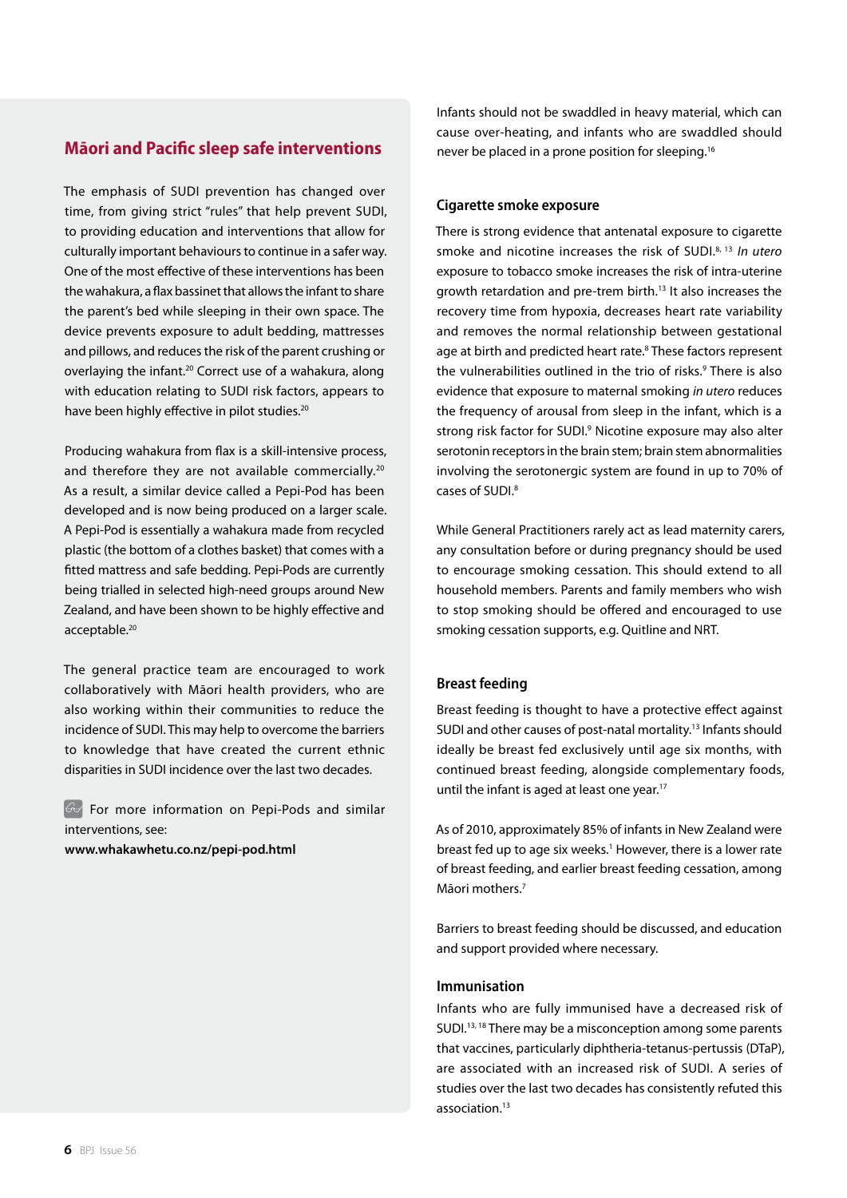## Māori and Pacific sleep safe interventions

The emphasis of SUDI prevention has changed over time, from giving strict "rules" that help prevent SUDI, to providing education and interventions that allow for culturally important behaviours to continue in a safer way. One of the most effective of these interventions has been the wahakura, a flax bassinet that allows the infant to share the parent's bed while sleeping in their own space. The device prevents exposure to adult bedding, mattresses and pillows, and reduces the risk of the parent crushing or overlaying the infant.[20] Correct use of a wahakura, along with education relating to SUDI risk factors, appears to have been highly effective in pilot studies.[20]

Producing wahakura from flax is a skill-intensive process, and therefore they are not available commercially.[20] As a result, a similar device called a Pepi-Pod has been developed and is now being produced on a larger scale. A Pepi-Pod is essentially a wahakura made from recycled plastic (the bottom of a clothes basket) that comes with a fitted mattress and safe bedding. Pepi-Pods are currently being trialled in selected high-need groups around New Zealand, and have been shown to be highly effective and acceptable.[20]

The general practice team are encouraged to work collaboratively with Māori health providers, who are also working within their communities to reduce the incidence of SUDI. This may help to overcome the barriers to knowledge that have created the current ethnic disparities in SUDI incidence over the last two decades.

For more information on Pepi-Pods and similar interventions, see:
**www.whakawhetu.co.nz/pepi-pod.html**

Infants should not be swaddled in heavy material, which can cause over-heating, and infants who are swaddled should never be placed in a prone position for sleeping.[16]

### Cigarette smoke exposure

There is strong evidence that antenatal exposure to cigarette smoke and nicotine increases the risk of SUDI.[8, 13] *In utero* exposure to tobacco smoke increases the risk of intra-uterine growth retardation and pre-trem birth.[13] It also increases the recovery time from hypoxia, decreases heart rate variability and removes the normal relationship between gestational age at birth and predicted heart rate.[8] These factors represent the vulnerabilities outlined in the trio of risks.[9] There is also evidence that exposure to maternal smoking *in utero* reduces the frequency of arousal from sleep in the infant, which is a strong risk factor for SUDI.[9] Nicotine exposure may also alter serotonin receptors in the brain stem; brain stem abnormalities involving the serotonergic system are found in up to 70% of cases of SUDI.[8]

While General Practitioners rarely act as lead maternity carers, any consultation before or during pregnancy should be used to encourage smoking cessation. This should extend to all household members. Parents and family members who wish to stop smoking should be offered and encouraged to use smoking cessation supports, e.g. Quitline and NRT.

### Breast feeding

Breast feeding is thought to have a protective effect against SUDI and other causes of post-natal mortality.[13] Infants should ideally be breast fed exclusively until age six months, with continued breast feeding, alongside complementary foods, until the infant is aged at least one year.[17]

As of 2010, approximately 85% of infants in New Zealand were breast fed up to age six weeks.[1] However, there is a lower rate of breast feeding, and earlier breast feeding cessation, among Māori mothers.[7]

Barriers to breast feeding should be discussed, and education and support provided where necessary.

### Immunisation

Infants who are fully immunised have a decreased risk of SUDI.[13, 18] There may be a misconception among some parents that vaccines, particularly diphtheria-tetanus-pertussis (DTaP), are associated with an increased risk of SUDI. A series of studies over the last two decades has consistently refuted this association.[13]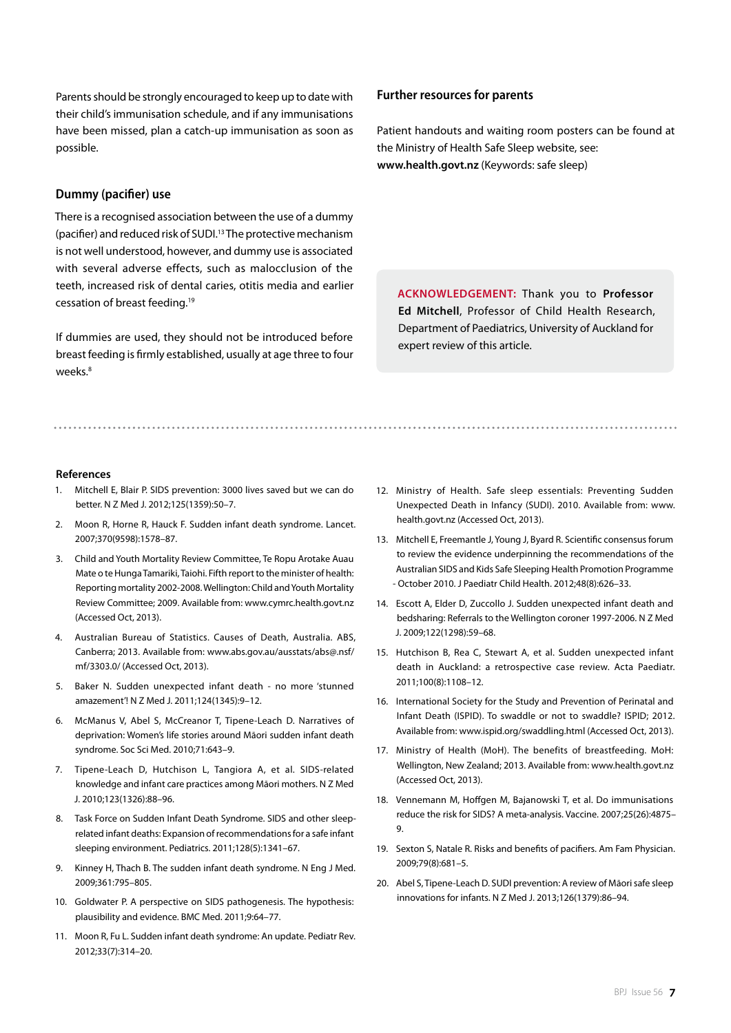Parents should be strongly encouraged to keep up to date with their child's immunisation schedule, and if any immunisations have been missed, plan a catch-up immunisation as soon as possible.

### Dummy (pacifier) use

There is a recognised association between the use of a dummy (pacifier) and reduced risk of SUDI.[13] The protective mechanism is not well understood, however, and dummy use is associated with several adverse effects, such as malocclusion of the teeth, increased risk of dental caries, otitis media and earlier cessation of breast feeding.[19]

If dummies are used, they should not be introduced before breast feeding is firmly established, usually at age three to four weeks.[8]

### Further resources for parents

Patient handouts and waiting room posters can be found at the Ministry of Health Safe Sleep website, see: **www.health.govt.nz** (Keywords: safe sleep)

**ACKNOWLEDGEMENT:** Thank you to **Professor Ed Mitchell**, Professor of Child Health Research, Department of Paediatrics, University of Auckland for expert review of this article.

### References

1. Mitchell E, Blair P. SIDS prevention: 3000 lives saved but we can do better. N Z Med J. 2012;125(1359):50–7.
2. Moon R, Horne R, Hauck F. Sudden infant death syndrome. Lancet. 2007;370(9598):1578–87.
3. Child and Youth Mortality Review Committee, Te Ropu Arotake Auau Mate o te Hunga Tamariki, Taiohi. Fifth report to the minister of health: Reporting mortality 2002-2008. Wellington: Child and Youth Mortality Review Committee; 2009. Available from: www.cymrc.health.govt.nz (Accessed Oct, 2013).
4. Australian Bureau of Statistics. Causes of Death, Australia. ABS, Canberra; 2013. Available from: www.abs.gov.au/ausstats/abs@.nsf/mf/3303.0/ (Accessed Oct, 2013).
5. Baker N. Sudden unexpected infant death - no more 'stunned amazement'! N Z Med J. 2011;124(1345):9–12.
6. McManus V, Abel S, McCreanor T, Tipene-Leach D. Narratives of deprivation: Women's life stories around Māori sudden infant death syndrome. Soc Sci Med. 2010;71:643–9.
7. Tipene-Leach D, Hutchison L, Tangiora A, et al. SIDS-related knowledge and infant care practices among Māori mothers. N Z Med J. 2010;123(1326):88–96.
8. Task Force on Sudden Infant Death Syndrome. SIDS and other sleep-related infant deaths: Expansion of recommendations for a safe infant sleeping environment. Pediatrics. 2011;128(5):1341–67.
9. Kinney H, Thach B. The sudden infant death syndrome. N Eng J Med. 2009;361:795–805.
10. Goldwater P. A perspective on SIDS pathogenesis. The hypothesis: plausibility and evidence. BMC Med. 2011;9:64–77.
11. Moon R, Fu L. Sudden infant death syndrome: An update. Pediatr Rev. 2012;33(7):314–20.
12. Ministry of Health. Safe sleep essentials: Preventing Sudden Unexpected Death in Infancy (SUDI). 2010. Available from: www.health.govt.nz (Accessed Oct, 2013).
13. Mitchell E, Freemantle J, Young J, Byard R. Scientific consensus forum to review the evidence underpinning the recommendations of the Australian SIDS and Kids Safe Sleeping Health Promotion Programme - October 2010. J Paediatr Child Health. 2012;48(8):626–33.
14. Escott A, Elder D, Zuccollo J. Sudden unexpected infant death and bedsharing: Referrals to the Wellington coroner 1997-2006. N Z Med J. 2009;122(1298):59–68.
15. Hutchison B, Rea C, Stewart A, et al. Sudden unexpected infant death in Auckland: a retrospective case review. Acta Paediatr. 2011;100(8):1108–12.
16. International Society for the Study and Prevention of Perinatal and Infant Death (ISPID). To swaddle or not to swaddle? ISPID; 2012. Available from: www.ispid.org/swaddling.html (Accessed Oct, 2013).
17. Ministry of Health (MoH). The benefits of breastfeeding. MoH: Wellington, New Zealand; 2013. Available from: www.health.govt.nz (Accessed Oct, 2013).
18. Vennemann M, Hoffgen M, Bajanowski T, et al. Do immunisations reduce the risk for SIDS? A meta-analysis. Vaccine. 2007;25(26):4875–9.
19. Sexton S, Natale R. Risks and benefits of pacifiers. Am Fam Physician. 2009;79(8):681–5.
20. Abel S, Tipene-Leach D. SUDI prevention: A review of Māori safe sleep innovations for infants. N Z Med J. 2013;126(1379):86–94.